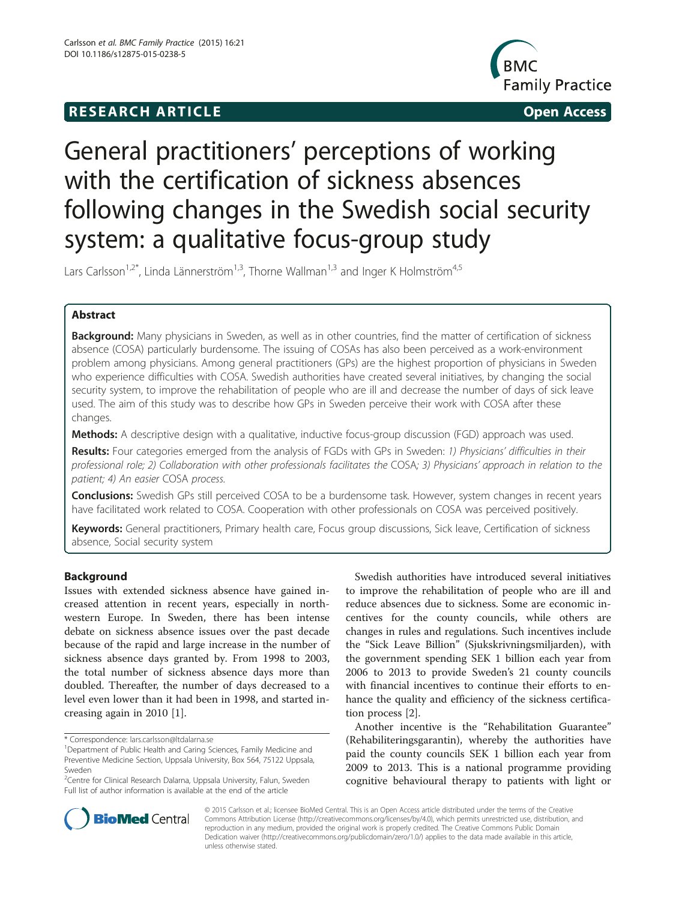RESEARCH ARTICLE **Open Access**

# General practitioners' perceptions of working with the certification of sickness absences following changes in the Swedish social security system: a qualitative focus-group study

Lars Carlsson[1,2*], Linda Lännerström[1,3], Thorne Wallman[1,3] and Inger K Holmström[4,5]

## Abstract

**Background:** Many physicians in Sweden, as well as in other countries, find the matter of certification of sickness absence (COSA) particularly burdensome. The issuing of COSAs has also been perceived as a work-environment problem among physicians. Among general practitioners (GPs) are the highest proportion of physicians in Sweden who experience difficulties with COSA. Swedish authorities have created several initiatives, by changing the social security system, to improve the rehabilitation of people who are ill and decrease the number of days of sick leave used. The aim of this study was to describe how GPs in Sweden perceive their work with COSA after these changes.

**Methods:** A descriptive design with a qualitative, inductive focus-group discussion (FGD) approach was used.

**Results:** Four categories emerged from the analysis of FGDs with GPs in Sweden: *1) Physicians' difficulties in their professional role; 2) Collaboration with other professionals facilitates the COSA; 3) Physicians' approach in relation to the patient; 4) An easier COSA process.*

**Conclusions:** Swedish GPs still perceived COSA to be a burdensome task. However, system changes in recent years have facilitated work related to COSA. Cooperation with other professionals on COSA was perceived positively.

**Keywords:** General practitioners, Primary health care, Focus group discussions, Sick leave, Certification of sickness absence, Social security system

## Background

Issues with extended sickness absence have gained increased attention in recent years, especially in northwestern Europe. In Sweden, there has been intense debate on sickness absence issues over the past decade because of the rapid and large increase in the number of sickness absence days granted by. From 1998 to 2003, the total number of sickness absence days more than doubled. Thereafter, the number of days decreased to a level even lower than it had been in 1998, and started increasing again in 2010 [1].

Swedish authorities have introduced several initiatives to improve the rehabilitation of people who are ill and reduce absences due to sickness. Some are economic incentives for the county councils, while others are changes in rules and regulations. Such incentives include the "Sick Leave Billion" (Sjukskrivningsmiljarden), with the government spending SEK 1 billion each year from 2006 to 2013 to provide Sweden's 21 county councils with financial incentives to continue their efforts to enhance the quality and efficiency of the sickness certification process [2].

Another incentive is the "Rehabilitation Guarantee" (Rehabiliteringsgarantin), whereby the authorities have paid the county councils SEK 1 billion each year from 2009 to 2013. This is a national programme providing cognitive behavioural therapy to patients with light or

---

\* Correspondence: lars.carlsson@ltdalarna.se
[1]Department of Public Health and Caring Sciences, Family Medicine and Preventive Medicine Section, Uppsala University, Box 564, 75122 Uppsala, Sweden
[2]Centre for Clinical Research Dalarna, Uppsala University, Falun, Sweden
Full list of author information is available at the end of the article

© 2015 Carlsson et al.; licensee BioMed Central. This is an Open Access article distributed under the terms of the Creative Commons Attribution License (http://creativecommons.org/licenses/by/4.0), which permits unrestricted use, distribution, and reproduction in any medium, provided the original work is properly credited. The Creative Commons Public Domain Dedication waiver (http://creativecommons.org/publicdomain/zero/1.0/) applies to the data made available in this article, unless otherwise stated.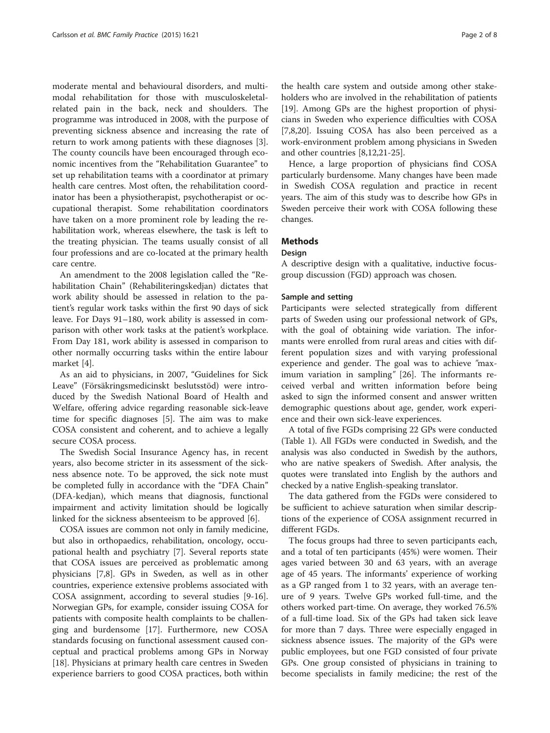moderate mental and behavioural disorders, and multimodal rehabilitation for those with musculoskeletal-related pain in the back, neck and shoulders. The programme was introduced in 2008, with the purpose of preventing sickness absence and increasing the rate of return to work among patients with these diagnoses [3]. The county councils have been encouraged through economic incentives from the "Rehabilitation Guarantee" to set up rehabilitation teams with a coordinator at primary health care centres. Most often, the rehabilitation coordinator has been a physiotherapist, psychotherapist or occupational therapist. Some rehabilitation coordinators have taken on a more prominent role by leading the rehabilitation work, whereas elsewhere, the task is left to the treating physician. The teams usually consist of all four professions and are co-located at the primary health care centre.

An amendment to the 2008 legislation called the "Rehabilitation Chain" (Rehabiliteringskedjan) dictates that work ability should be assessed in relation to the patient's regular work tasks within the first 90 days of sick leave. For Days 91–180, work ability is assessed in comparison with other work tasks at the patient's workplace. From Day 181, work ability is assessed in comparison to other normally occurring tasks within the entire labour market [4].

As an aid to physicians, in 2007, "Guidelines for Sick Leave" (Försäkringsmedicinskt beslutsstöd) were introduced by the Swedish National Board of Health and Welfare, offering advice regarding reasonable sick-leave time for specific diagnoses [5]. The aim was to make COSA consistent and coherent, and to achieve a legally secure COSA process.

The Swedish Social Insurance Agency has, in recent years, also become stricter in its assessment of the sickness absence note. To be approved, the sick note must be completed fully in accordance with the "DFA Chain" (DFA-kedjan), which means that diagnosis, functional impairment and activity limitation should be logically linked for the sickness absenteeism to be approved [6].

COSA issues are common not only in family medicine, but also in orthopaedics, rehabilitation, oncology, occupational health and psychiatry [7]. Several reports state that COSA issues are perceived as problematic among physicians [7,8]. GPs in Sweden, as well as in other countries, experience extensive problems associated with COSA assignment, according to several studies [9-16]. Norwegian GPs, for example, consider issuing COSA for patients with composite health complaints to be challenging and burdensome [17]. Furthermore, new COSA standards focusing on functional assessment caused conceptual and practical problems among GPs in Norway [18]. Physicians at primary health care centres in Sweden experience barriers to good COSA practices, both within the health care system and outside among other stakeholders who are involved in the rehabilitation of patients [19]. Among GPs are the highest proportion of physicians in Sweden who experience difficulties with COSA [7,8,20]. Issuing COSA has also been perceived as a work-environment problem among physicians in Sweden and other countries [8,12,21-25].

Hence, a large proportion of physicians find COSA particularly burdensome. Many changes have been made in Swedish COSA regulation and practice in recent years. The aim of this study was to describe how GPs in Sweden perceive their work with COSA following these changes.

## Methods

### Design

A descriptive design with a qualitative, inductive focus-group discussion (FGD) approach was chosen.

### Sample and setting

Participants were selected strategically from different parts of Sweden using our professional network of GPs, with the goal of obtaining wide variation. The informants were enrolled from rural areas and cities with different population sizes and with varying professional experience and gender. The goal was to achieve ″maximum variation in sampling″ [26]. The informants received verbal and written information before being asked to sign the informed consent and answer written demographic questions about age, gender, work experience and their own sick-leave experiences.

A total of five FGDs comprising 22 GPs were conducted (Table 1). All FGDs were conducted in Swedish, and the analysis was also conducted in Swedish by the authors, who are native speakers of Swedish. After analysis, the quotes were translated into English by the authors and checked by a native English-speaking translator.

The data gathered from the FGDs were considered to be sufficient to achieve saturation when similar descriptions of the experience of COSA assignment recurred in different FGDs.

The focus groups had three to seven participants each, and a total of ten participants (45%) were women. Their ages varied between 30 and 63 years, with an average age of 45 years. The informants' experience of working as a GP ranged from 1 to 32 years, with an average tenure of 9 years. Twelve GPs worked full-time, and the others worked part-time. On average, they worked 76.5% of a full-time load. Six of the GPs had taken sick leave for more than 7 days. Three were especially engaged in sickness absence issues. The majority of the GPs were public employees, but one FGD consisted of four private GPs. One group consisted of physicians in training to become specialists in family medicine; the rest of the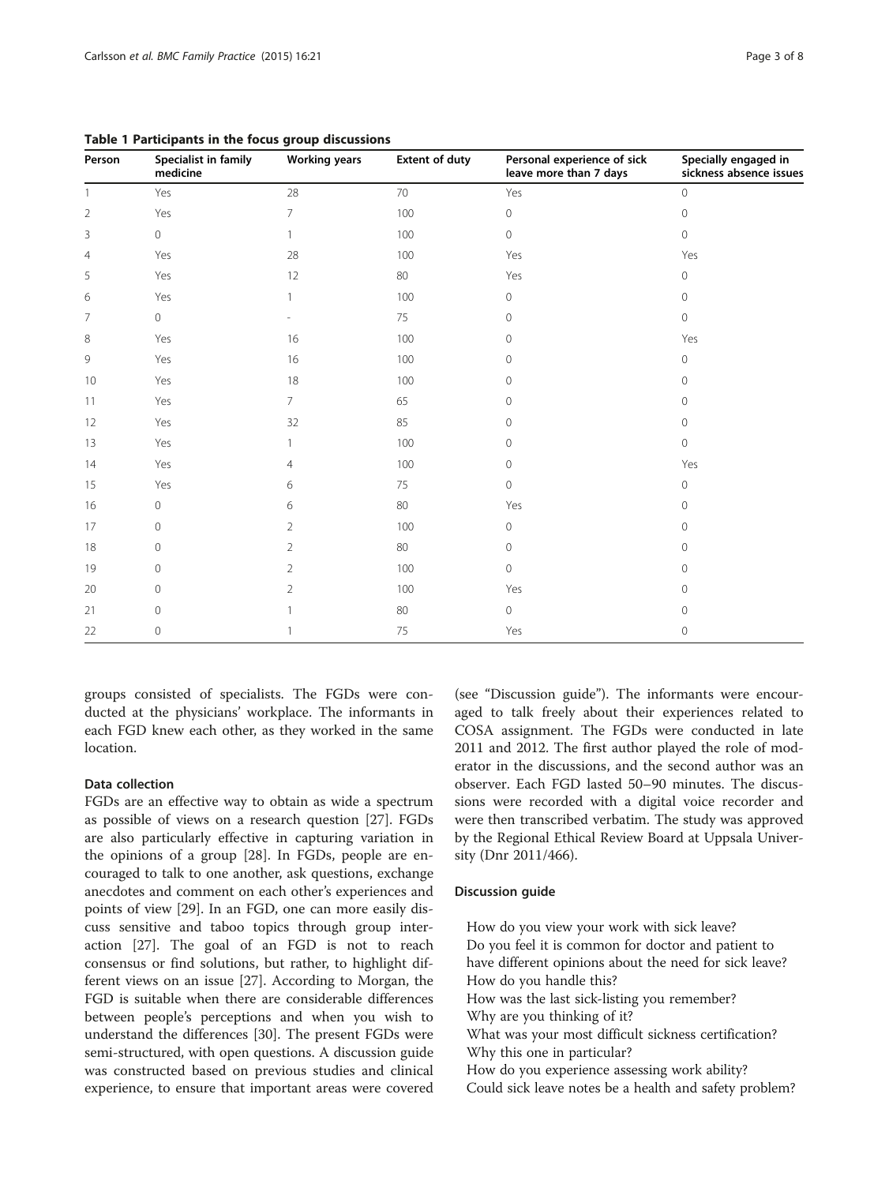**Table 1 Participants in the focus group discussions**

| Person | Specialist in family medicine | Working years | Extent of duty | Personal experience of sick leave more than 7 days | Specially engaged in sickness absence issues |
|---|---|---|---|---|---|
| 1 | Yes | 28 | 70 | Yes | 0 |
| 2 | Yes | 7 | 100 | 0 | 0 |
| 3 | 0 | 1 | 100 | 0 | 0 |
| 4 | Yes | 28 | 100 | Yes | Yes |
| 5 | Yes | 12 | 80 | Yes | 0 |
| 6 | Yes | 1 | 100 | 0 | 0 |
| 7 | 0 | - | 75 | 0 | 0 |
| 8 | Yes | 16 | 100 | 0 | Yes |
| 9 | Yes | 16 | 100 | 0 | 0 |
| 10 | Yes | 18 | 100 | 0 | 0 |
| 11 | Yes | 7 | 65 | 0 | 0 |
| 12 | Yes | 32 | 85 | 0 | 0 |
| 13 | Yes | 1 | 100 | 0 | 0 |
| 14 | Yes | 4 | 100 | 0 | Yes |
| 15 | Yes | 6 | 75 | 0 | 0 |
| 16 | 0 | 6 | 80 | Yes | 0 |
| 17 | 0 | 2 | 100 | 0 | 0 |
| 18 | 0 | 2 | 80 | 0 | 0 |
| 19 | 0 | 2 | 100 | 0 | 0 |
| 20 | 0 | 2 | 100 | Yes | 0 |
| 21 | 0 | 1 | 80 | 0 | 0 |
| 22 | 0 | 1 | 75 | Yes | 0 |

groups consisted of specialists. The FGDs were conducted at the physicians' workplace. The informants in each FGD knew each other, as they worked in the same location.

### Data collection

FGDs are an effective way to obtain as wide a spectrum as possible of views on a research question [27]. FGDs are also particularly effective in capturing variation in the opinions of a group [28]. In FGDs, people are encouraged to talk to one another, ask questions, exchange anecdotes and comment on each other's experiences and points of view [29]. In an FGD, one can more easily discuss sensitive and taboo topics through group interaction [27]. The goal of an FGD is not to reach consensus or find solutions, but rather, to highlight different views on an issue [27]. According to Morgan, the FGD is suitable when there are considerable differences between people's perceptions and when you wish to understand the differences [30]. The present FGDs were semi-structured, with open questions. A discussion guide was constructed based on previous studies and clinical experience, to ensure that important areas were covered (see "Discussion guide"). The informants were encouraged to talk freely about their experiences related to COSA assignment. The FGDs were conducted in late 2011 and 2012. The first author played the role of moderator in the discussions, and the second author was an observer. Each FGD lasted 50–90 minutes. The discussions were recorded with a digital voice recorder and were then transcribed verbatim. The study was approved by the Regional Ethical Review Board at Uppsala University (Dnr 2011/466).

### Discussion guide

How do you view your work with sick leave?
Do you feel it is common for doctor and patient to have different opinions about the need for sick leave?
How do you handle this?
How was the last sick-listing you remember?
Why are you thinking of it?
What was your most difficult sickness certification?
Why this one in particular?
How do you experience assessing work ability?
Could sick leave notes be a health and safety problem?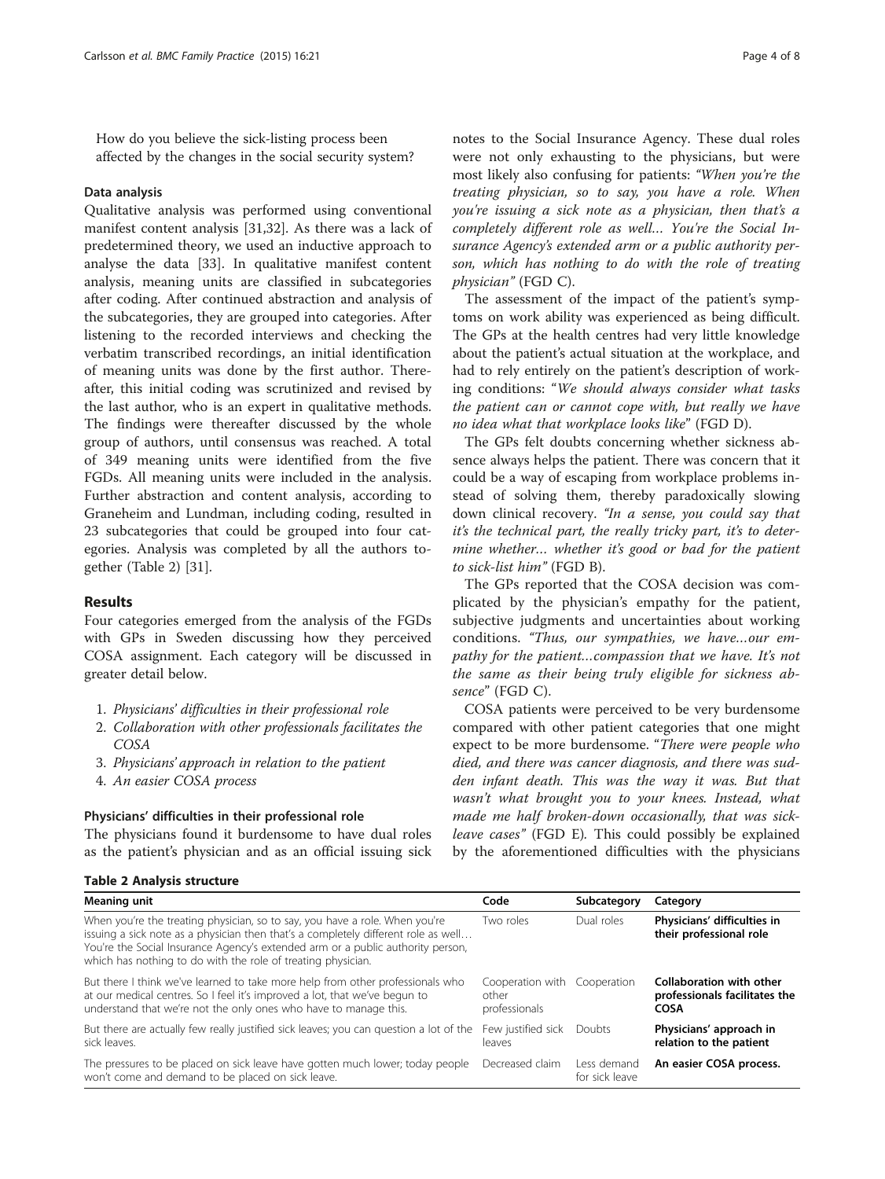How do you believe the sick-listing process been affected by the changes in the social security system?

#### Data analysis

Qualitative analysis was performed using conventional manifest content analysis [31,32]. As there was a lack of predetermined theory, we used an inductive approach to analyse the data [33]. In qualitative manifest content analysis, meaning units are classified in subcategories after coding. After continued abstraction and analysis of the subcategories, they are grouped into categories. After listening to the recorded interviews and checking the verbatim transcribed recordings, an initial identification of meaning units was done by the first author. Thereafter, this initial coding was scrutinized and revised by the last author, who is an expert in qualitative methods. The findings were thereafter discussed by the whole group of authors, until consensus was reached. A total of 349 meaning units were identified from the five FGDs. All meaning units were included in the analysis. Further abstraction and content analysis, according to Graneheim and Lundman, including coding, resulted in 23 subcategories that could be grouped into four categories. Analysis was completed by all the authors together (Table 2) [31].

## Results

Four categories emerged from the analysis of the FGDs with GPs in Sweden discussing how they perceived COSA assignment. Each category will be discussed in greater detail below.

1. *Physicians' difficulties in their professional role*
2. *Collaboration with other professionals facilitates the COSA*
3. *Physicians' approach in relation to the patient*
4. *An easier COSA process*

#### Physicians' difficulties in their professional role

The physicians found it burdensome to have dual roles as the patient's physician and as an official issuing sick notes to the Social Insurance Agency. These dual roles were not only exhausting to the physicians, but were most likely also confusing for patients: *"When you're the treating physician, so to say, you have a role. When you're issuing a sick note as a physician, then that's a completely different role as well… You're the Social Insurance Agency's extended arm or a public authority person, which has nothing to do with the role of treating physician"* (FGD C).

The assessment of the impact of the patient's symptoms on work ability was experienced as being difficult. The GPs at the health centres had very little knowledge about the patient's actual situation at the workplace, and had to rely entirely on the patient's description of working conditions: "*We should always consider what tasks the patient can or cannot cope with, but really we have no idea what that workplace looks like*" (FGD D).

The GPs felt doubts concerning whether sickness absence always helps the patient. There was concern that it could be a way of escaping from workplace problems instead of solving them, thereby paradoxically slowing down clinical recovery. *"In a sense, you could say that it's the technical part, the really tricky part, it's to determine whether… whether it's good or bad for the patient to sick-list him"* (FGD B).

The GPs reported that the COSA decision was complicated by the physician's empathy for the patient, subjective judgments and uncertainties about working conditions. *"Thus, our sympathies, we have…our empathy for the patient…compassion that we have. It's not the same as their being truly eligible for sickness absence*" (FGD C).

COSA patients were perceived to be very burdensome compared with other patient categories that one might expect to be more burdensome. "*There were people who died, and there was cancer diagnosis, and there was sudden infant death. This was the way it was. But that wasn't what brought you to your knees. Instead, what made me half broken-down occasionally, that was sick-leave cases"* (FGD E). This could possibly be explained by the aforementioned difficulties with the physicians

**Table 2 Analysis structure**

| Meaning unit | Code | Subcategory | Category |
|---|---|---|---|
| When you're the treating physician, so to say, you have a role. When you're issuing a sick note as a physician then that's a completely different role as well… You're the Social Insurance Agency's extended arm or a public authority person, which has nothing to do with the role of treating physician. | Two roles | Dual roles | **Physicians' difficulties in their professional role** |
| But there I think we've learned to take more help from other professionals who at our medical centres. So I feel it's improved a lot, that we've begun to understand that we're not the only ones who have to manage this. | Cooperation with other professionals | Cooperation | **Collaboration with other professionals facilitates the COSA** |
| But there are actually few really justified sick leaves; you can question a lot of the sick leaves. | Few justified sick leaves | Doubts | **Physicians' approach in relation to the patient** |
| The pressures to be placed on sick leave have gotten much lower; today people won't come and demand to be placed on sick leave. | Decreased claim | Less demand for sick leave | **An easier COSA process.** |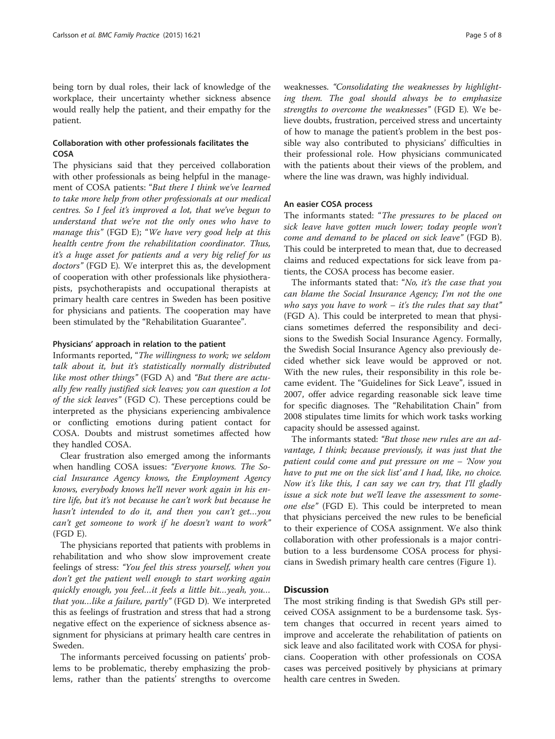being torn by dual roles, their lack of knowledge of the workplace, their uncertainty whether sickness absence would really help the patient, and their empathy for the patient.

### Collaboration with other professionals facilitates the COSA

The physicians said that they perceived collaboration with other professionals as being helpful in the management of COSA patients: "*But there I think we've learned to take more help from other professionals at our medical centres. So I feel it's improved a lot, that we've begun to understand that we're not the only ones who have to manage this*" (FGD E); "*We have very good help at this health centre from the rehabilitation coordinator. Thus, it's a huge asset for patients and a very big relief for us doctors*" (FGD E). We interpret this as, the development of cooperation with other professionals like physiotherapists, psychotherapists and occupational therapists at primary health care centres in Sweden has been positive for physicians and patients. The cooperation may have been stimulated by the "Rehabilitation Guarantee".

#### Physicians' approach in relation to the patient

Informants reported, "*The willingness to work; we seldom talk about it, but it's statistically normally distributed like most other things*" (FGD A) and "*But there are actually few really justified sick leaves; you can question a lot of the sick leaves*" (FGD C). These perceptions could be interpreted as the physicians experiencing ambivalence or conflicting emotions during patient contact for COSA. Doubts and mistrust sometimes affected how they handled COSA.

Clear frustration also emerged among the informants when handling COSA issues: "*Everyone knows. The Social Insurance Agency knows, the Employment Agency knows, everybody knows he'll never work again in his entire life, but it's not because he can't work but because he hasn't intended to do it, and then you can't get…you can't get someone to work if he doesn't want to work*" (FGD E).

The physicians reported that patients with problems in rehabilitation and who show slow improvement create feelings of stress: "*You feel this stress yourself, when you don't get the patient well enough to start working again quickly enough, you feel…it feels a little bit…yeah, you…that you…like a failure, partly*" (FGD D). We interpreted this as feelings of frustration and stress that had a strong negative effect on the experience of sickness absence assignment for physicians at primary health care centres in Sweden.

The informants perceived focussing on patients' problems to be problematic, thereby emphasizing the problems, rather than the patients' strengths to overcome weaknesses. "*Consolidating the weaknesses by highlighting them. The goal should always be to emphasize strengths to overcome the weaknesses*" (FGD E). We believe doubts, frustration, perceived stress and uncertainty of how to manage the patient's problem in the best possible way also contributed to physicians' difficulties in their professional role. How physicians communicated with the patients about their views of the problem, and where the line was drawn, was highly individual.

#### An easier COSA process

The informants stated: "*The pressures to be placed on sick leave have gotten much lower; today people won't come and demand to be placed on sick leave*" (FGD B). This could be interpreted to mean that, due to decreased claims and reduced expectations for sick leave from patients, the COSA process has become easier.

The informants stated that: "*No, it's the case that you can blame the Social Insurance Agency; I'm not the one who says you have to work – it's the rules that say that*" (FGD A). This could be interpreted to mean that physicians sometimes deferred the responsibility and decisions to the Swedish Social Insurance Agency. Formally, the Swedish Social Insurance Agency also previously decided whether sick leave would be approved or not. With the new rules, their responsibility in this role became evident. The "Guidelines for Sick Leave", issued in 2007, offer advice regarding reasonable sick leave time for specific diagnoses. The "Rehabilitation Chain" from 2008 stipulates time limits for which work tasks working capacity should be assessed against.

The informants stated: "*But those new rules are an advantage, I think; because previously, it was just that the patient could come and put pressure on me – 'Now you have to put me on the sick list' and I had, like, no choice. Now it's like this, I can say we can try, that I'll gladly issue a sick note but we'll leave the assessment to someone else*" (FGD E). This could be interpreted to mean that physicians perceived the new rules to be beneficial to their experience of COSA assignment. We also think collaboration with other professionals is a major contribution to a less burdensome COSA process for physicians in Swedish primary health care centres (Figure 1).

## Discussion

The most striking finding is that Swedish GPs still perceived COSA assignment to be a burdensome task. System changes that occurred in recent years aimed to improve and accelerate the rehabilitation of patients on sick leave and also facilitated work with COSA for physicians. Cooperation with other professionals on COSA cases was perceived positively by physicians at primary health care centres in Sweden.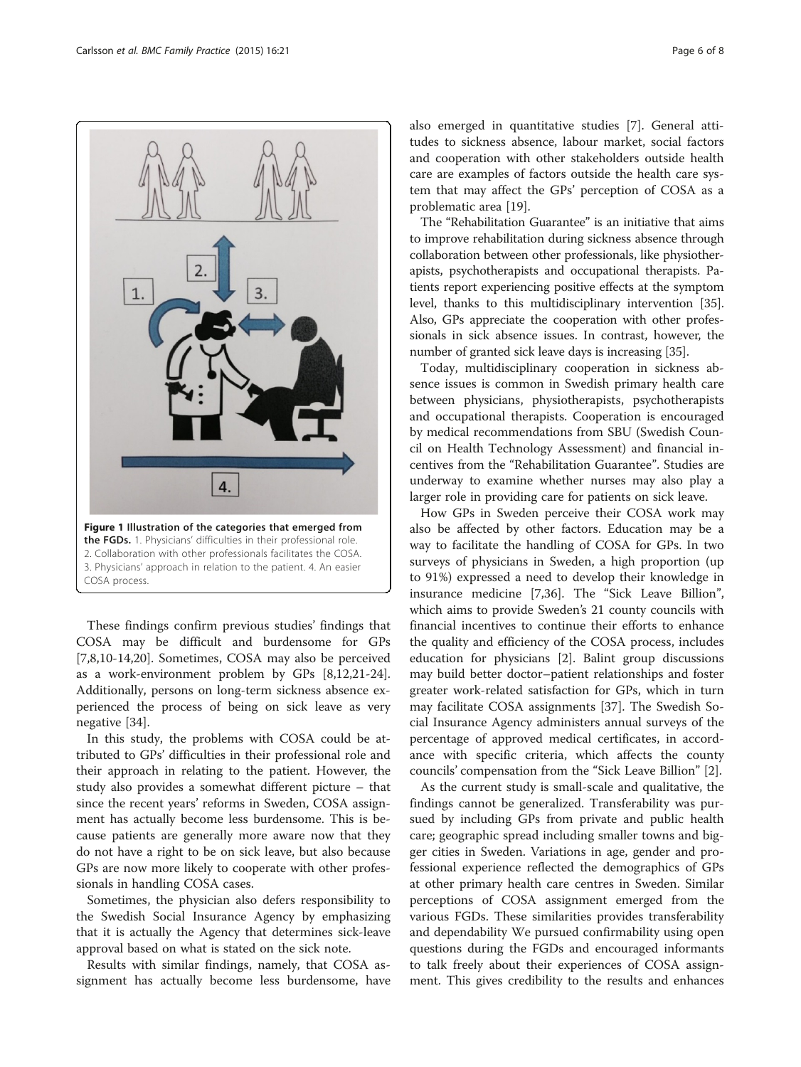Figure 1 Illustration of the categories that emerged from the FGDs. 1. Physicians' difficulties in their professional role. 2. Collaboration with other professionals facilitates the COSA. 3. Physicians' approach in relation to the patient. 4. An easier COSA process.

These findings confirm previous studies' findings that COSA may be difficult and burdensome for GPs [7,8,10-14,20]. Sometimes, COSA may also be perceived as a work-environment problem by GPs [8,12,21-24]. Additionally, persons on long-term sickness absence experienced the process of being on sick leave as very negative [34].

In this study, the problems with COSA could be attributed to GPs' difficulties in their professional role and their approach in relating to the patient. However, the study also provides a somewhat different picture – that since the recent years' reforms in Sweden, COSA assignment has actually become less burdensome. This is because patients are generally more aware now that they do not have a right to be on sick leave, but also because GPs are now more likely to cooperate with other professionals in handling COSA cases.

Sometimes, the physician also defers responsibility to the Swedish Social Insurance Agency by emphasizing that it is actually the Agency that determines sick-leave approval based on what is stated on the sick note.

Results with similar findings, namely, that COSA assignment has actually become less burdensome, have also emerged in quantitative studies [7]. General attitudes to sickness absence, labour market, social factors and cooperation with other stakeholders outside health care are examples of factors outside the health care system that may affect the GPs' perception of COSA as a problematic area [19].

The "Rehabilitation Guarantee" is an initiative that aims to improve rehabilitation during sickness absence through collaboration between other professionals, like physiotherapists, psychotherapists and occupational therapists. Patients report experiencing positive effects at the symptom level, thanks to this multidisciplinary intervention [35]. Also, GPs appreciate the cooperation with other professionals in sick absence issues. In contrast, however, the number of granted sick leave days is increasing [35].

Today, multidisciplinary cooperation in sickness absence issues is common in Swedish primary health care between physicians, physiotherapists, psychotherapists and occupational therapists. Cooperation is encouraged by medical recommendations from SBU (Swedish Council on Health Technology Assessment) and financial incentives from the "Rehabilitation Guarantee". Studies are underway to examine whether nurses may also play a larger role in providing care for patients on sick leave.

How GPs in Sweden perceive their COSA work may also be affected by other factors. Education may be a way to facilitate the handling of COSA for GPs. In two surveys of physicians in Sweden, a high proportion (up to 91%) expressed a need to develop their knowledge in insurance medicine [7,36]. The "Sick Leave Billion", which aims to provide Sweden's 21 county councils with financial incentives to continue their efforts to enhance the quality and efficiency of the COSA process, includes education for physicians [2]. Balint group discussions may build better doctor–patient relationships and foster greater work-related satisfaction for GPs, which in turn may facilitate COSA assignments [37]. The Swedish Social Insurance Agency administers annual surveys of the percentage of approved medical certificates, in accordance with specific criteria, which affects the county councils' compensation from the "Sick Leave Billion" [2].

As the current study is small-scale and qualitative, the findings cannot be generalized. Transferability was pursued by including GPs from private and public health care; geographic spread including smaller towns and bigger cities in Sweden. Variations in age, gender and professional experience reflected the demographics of GPs at other primary health care centres in Sweden. Similar perceptions of COSA assignment emerged from the various FGDs. These similarities provides transferability and dependability We pursued confirmability using open questions during the FGDs and encouraged informants to talk freely about their experiences of COSA assignment. This gives credibility to the results and enhances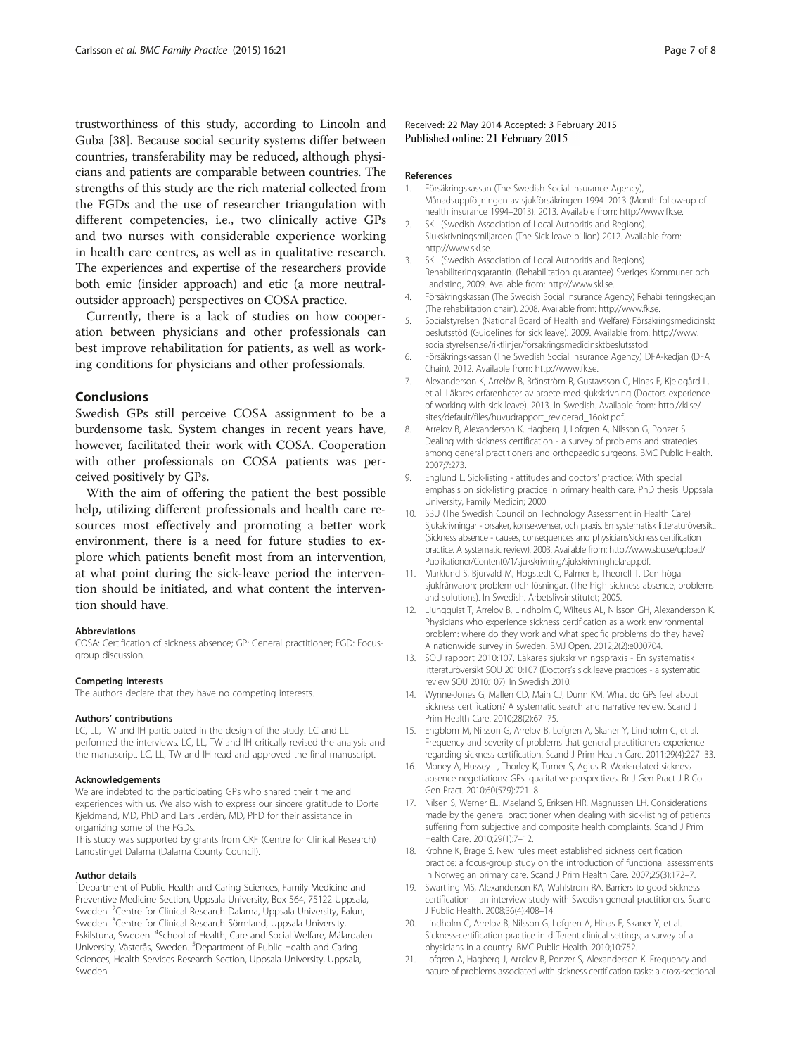trustworthiness of this study, according to Lincoln and Guba [38]. Because social security systems differ between countries, transferability may be reduced, although physicians and patients are comparable between countries. The strengths of this study are the rich material collected from the FGDs and the use of researcher triangulation with different competencies, i.e., two clinically active GPs and two nurses with considerable experience working in health care centres, as well as in qualitative research. The experiences and expertise of the researchers provide both emic (insider approach) and etic (a more neutral-outsider approach) perspectives on COSA practice.

Currently, there is a lack of studies on how cooperation between physicians and other professionals can best improve rehabilitation for patients, as well as working conditions for physicians and other professionals.

## Conclusions

Swedish GPs still perceive COSA assignment to be a burdensome task. System changes in recent years have, however, facilitated their work with COSA. Cooperation with other professionals on COSA patients was perceived positively by GPs.

With the aim of offering the patient the best possible help, utilizing different professionals and health care resources most effectively and promoting a better work environment, there is a need for future studies to explore which patients benefit most from an intervention, at what point during the sick-leave period the intervention should be initiated, and what content the intervention should have.

#### Abbreviations

COSA: Certification of sickness absence; GP: General practitioner; FGD: Focus-group discussion.

#### Competing interests

The authors declare that they have no competing interests.

#### Authors' contributions

LC, LL, TW and IH participated in the design of the study. LC and LL performed the interviews. LC, LL, TW and IH critically revised the analysis and the manuscript. LC, LL, TW and IH read and approved the final manuscript.

#### Acknowledgements

We are indebted to the participating GPs who shared their time and experiences with us. We also wish to express our sincere gratitude to Dorte Kjeldmand, MD, PhD and Lars Jerdén, MD, PhD for their assistance in organizing some of the FGDs.

This study was supported by grants from CKF (Centre for Clinical Research) Landstinget Dalarna (Dalarna County Council).

#### Author details

[1]Department of Public Health and Caring Sciences, Family Medicine and Preventive Medicine Section, Uppsala University, Box 564, 75122 Uppsala, Sweden. [2]Centre for Clinical Research Dalarna, Uppsala University, Falun, Sweden. [3]Centre for Clinical Research Sörmland, Uppsala University, Eskilstuna, Sweden. [4]School of Health, Care and Social Welfare, Mälardalen University, Västerås, Sweden. [5]Department of Public Health and Caring Sciences, Health Services Research Section, Uppsala University, Uppsala, Sweden.

Received: 22 May 2014 Accepted: 3 February 2015
Published online: 21 February 2015

#### References

1. Försäkringskassan (The Swedish Social Insurance Agency), Månadsuppföljningen av sjukförsäkringen 1994–2013 (Month follow-up of health insurance 1994–2013). 2013. Available from: http://www.fk.se.
2. SKL (Swedish Association of Local Authoritis and Regions). Sjukskrivningsmiljarden (The Sick leave billion) 2012. Available from: http://www.skl.se.
3. SKL (Swedish Association of Local Authoritis and Regions) Rehabiliteringsgarantin. (Rehabilitation guarantee) Sveriges Kommuner och Landsting, 2009. Available from: http://www.skl.se.
4. Försäkringskassan (The Swedish Social Insurance Agency) Rehabiliteringskedjan (The rehabilitation chain). 2008. Available from: http://www.fk.se.
5. Socialstyrelsen (National Board of Health and Welfare) Försäkringsmedicinskt beslutsstöd (Guidelines for sick leave). 2009. Available from: http://www.socialstyrelsen.se/riktlinjer/forsakringsmedicinsktbeslutsstod.
6. Försäkringskassan (The Swedish Social Insurance Agency) DFA-kedjan (DFA Chain). 2012. Available from: http://www.fk.se.
7. Alexanderson K, Arrelöv B, Bränström R, Gustavsson C, Hinas E, Kjeldgård L, et al. Läkares erfarenheter av arbete med sjukskrivning (Doctors experience of working with sick leave). 2013. In Swedish. Available from: http://ki.se/sites/default/files/huvudrapport_reviderad_16okt.pdf.
8. Arrelov B, Alexanderson K, Hagberg J, Lofgren A, Nilsson G, Ponzer S. Dealing with sickness certification - a survey of problems and strategies among general practitioners and orthopaedic surgeons. BMC Public Health. 2007;7:273.
9. Englund L. Sick-listing - attitudes and doctors' practice: With special emphasis on sick-listing practice in primary health care. PhD thesis. Uppsala University, Family Medicin; 2000.
10. SBU (The Swedish Council on Technology Assessment in Health Care) Sjukskrivningar - orsaker, konsekvenser, och praxis. En systematisk litteraturöversikt. (Sickness absence - causes, consequences and physicians'sickness certification practice. A systematic review). 2003. Available from: http://www.sbu.se/upload/Publikationer/Content0/1/sjukskrivning/sjukskrivninghelarap.pdf.
11. Marklund S, Bjurvald M, Hogstedt C, Palmer E, Theorell T. Den höga sjukfrånvaron; problem och lösningar. (The high sickness absence, problems and solutions). In Swedish. Arbetslivsinstitutet; 2005.
12. Ljungquist T, Arrelov B, Lindholm C, Wilteus AL, Nilsson GH, Alexanderson K. Physicians who experience sickness certification as a work environmental problem: where do they work and what specific problems do they have? A nationwide survey in Sweden. BMJ Open. 2012;2(2):e000704.
13. SOU rapport 2010:107. Läkares sjukskrivningspraxis - En systematisk litteraturöversikt SOU 2010:107 (Doctors's sick leave practices - a systematic review SOU 2010:107). In Swedish 2010.
14. Wynne-Jones G, Mallen CD, Main CJ, Dunn KM. What do GPs feel about sickness certification? A systematic search and narrative review. Scand J Prim Health Care. 2010;28(2):67–75.
15. Engblom M, Nilsson G, Arrelov B, Lofgren A, Skaner Y, Lindholm C, et al. Frequency and severity of problems that general practitioners experience regarding sickness certification. Scand J Prim Health Care. 2011;29(4):227–33.
16. Money A, Hussey L, Thorley K, Turner S, Agius R. Work-related sickness absence negotiations: GPs' qualitative perspectives. Br J Gen Pract J R Coll Gen Pract. 2010;60(579):721–8.
17. Nilsen S, Werner EL, Maeland S, Eriksen HR, Magnussen LH. Considerations made by the general practitioner when dealing with sick-listing of patients suffering from subjective and composite health complaints. Scand J Prim Health Care. 2010;29(1):7–12.
18. Krohne K, Brage S. New rules meet established sickness certification practice: a focus-group study on the introduction of functional assessments in Norwegian primary care. Scand J Prim Health Care. 2007;25(3):172–7.
19. Swartling MS, Alexanderson KA, Wahlstrom RA. Barriers to good sickness certification – an interview study with Swedish general practitioners. Scand J Public Health. 2008;36(4):408–14.
20. Lindholm C, Arrelov B, Nilsson G, Lofgren A, Hinas E, Skaner Y, et al. Sickness-certification practice in different clinical settings; a survey of all physicians in a country. BMC Public Health. 2010;10:752.
21. Lofgren A, Hagberg J, Arrelov B, Ponzer S, Alexanderson K. Frequency and nature of problems associated with sickness certification tasks: a cross-sectional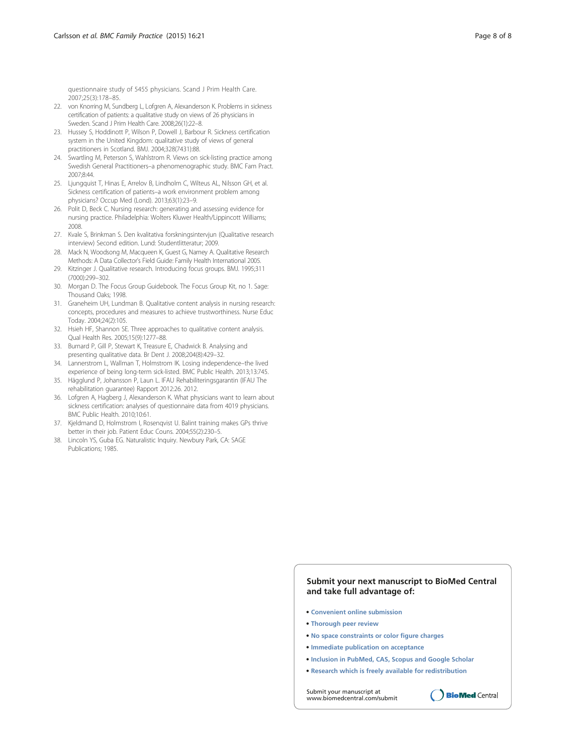questionnaire study of 5455 physicians. Scand J Prim Health Care. 2007;25(3):178–85.

22. von Knorring M, Sundberg L, Lofgren A, Alexanderson K. Problems in sickness certification of patients: a qualitative study on views of 26 physicians in Sweden. Scand J Prim Health Care. 2008;26(1):22–8.
23. Hussey S, Hoddinott P, Wilson P, Dowell J, Barbour R. Sickness certification system in the United Kingdom: qualitative study of views of general practitioners in Scotland. BMJ. 2004;328(7431):88.
24. Swartling M, Peterson S, Wahlstrom R. Views on sick-listing practice among Swedish General Practitioners–a phenomenographic study. BMC Fam Pract. 2007;8:44.
25. Ljungquist T, Hinas E, Arrelov B, Lindholm C, Wilteus AL, Nilsson GH, et al. Sickness certification of patients–a work environment problem among physicians? Occup Med (Lond). 2013;63(1):23–9.
26. Polit D, Beck C. Nursing research: generating and assessing evidence for nursing practice. Philadelphia: Wolters Kluwer Health/Lippincott Williams; 2008.
27. Kvale S, Brinkman S. Den kvalitativa forskningsintervjun (Qualitative research interview) Second edition. Lund: Studentlitteratur; 2009.
28. Mack N, Woodsong M, Macqueen K, Guest G, Namey A. Qualitative Research Methods: A Data Collector's Field Guide: Family Health International 2005.
29. Kitzinger J. Qualitative research. Introducing focus groups. BMJ. 1995;311 (7000):299–302.
30. Morgan D. The Focus Group Guidebook. The Focus Group Kit, no 1. Sage: Thousand Oaks; 1998.
31. Graneheim UH, Lundman B. Qualitative content analysis in nursing research: concepts, procedures and measures to achieve trustworthiness. Nurse Educ Today. 2004;24(2):105.
32. Hsieh HF, Shannon SE. Three approaches to qualitative content analysis. Qual Health Res. 2005;15(9):1277–88.
33. Burnard P, Gill P, Stewart K, Treasure E, Chadwick B. Analysing and presenting qualitative data. Br Dent J. 2008;204(8):429–32.
34. Lannerstrom L, Wallman T, Holmstrom IK. Losing independence–the lived experience of being long-term sick-listed. BMC Public Health. 2013;13:745.
35. Hägglund P, Johansson P, Laun L. IFAU Rehabiliteringsgarantin (IFAU The rehabilitation guarantee) Rapport 2012:26. 2012.
36. Lofgren A, Hagberg J, Alexanderson K. What physicians want to learn about sickness certification: analyses of questionnaire data from 4019 physicians. BMC Public Health. 2010;10:61.
37. Kjeldmand D, Holmstrom I, Rosenqvist U. Balint training makes GPs thrive better in their job. Patient Educ Couns. 2004;55(2):230–5.
38. Lincoln YS, Guba EG. Naturalistic Inquiry. Newbury Park, CA: SAGE Publications; 1985.

**Submit your next manuscript to BioMed Central and take full advantage of:**

- **Convenient online submission**
- **Thorough peer review**
- **No space constraints or color figure charges**
- **Immediate publication on acceptance**
- **Inclusion in PubMed, CAS, Scopus and Google Scholar**
- **Research which is freely available for redistribution**

Submit your manuscript at
www.biomedcentral.com/submit

BioMed Central